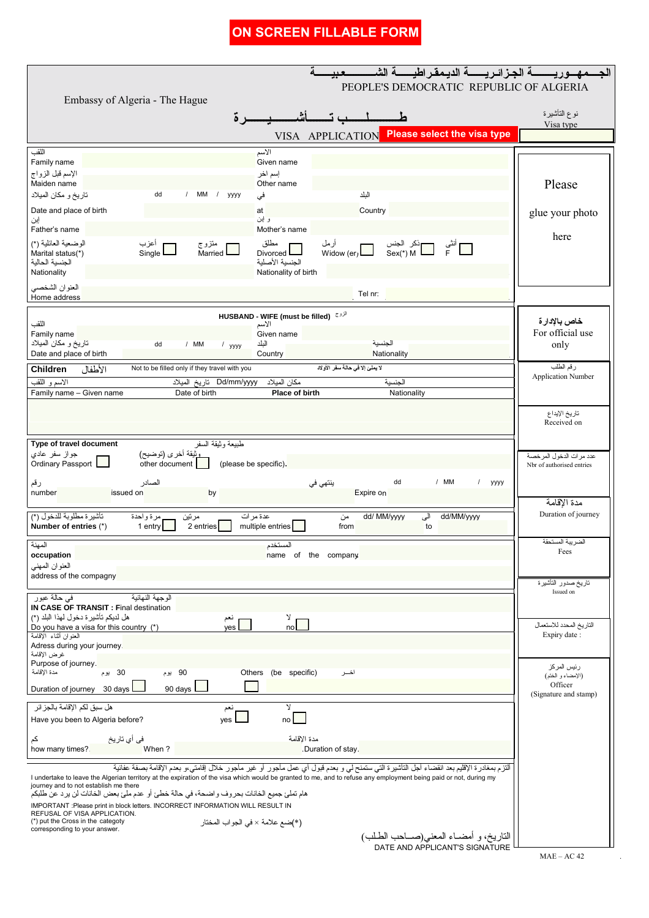**ON SCREEN FILLABLE FORM**

# الجـــمهـوريـــــة الجزائـريـــــة الديـمقراطيـــة الشـــــــعبيــــة
## PEOPLE'S DEMOCRATIC REPUBLIC OF ALGERIA

Embassy of Algeria - The Hague

## طــــــلـــــب تـــــأشــــيـــرة
## VISA APPLICATION

**Please select the visa type**

نوع التأشيرة
Visa type

Please glue your photo here

| | | |
|---|---|---|
| اللقب Family name | الاسم Given name | |
| الإسم قبل الزواج Maiden name | إسم اخر Other name | |
| تاريخ و مكان الميلاد Date and place of birth: dd / MM / yyyy | في at | البلد Country |
| إبن Father's name | و إبن Mother's name | |
| الوضعية العائلية (*) Marital status(*): أعزب Single ☐ متزوج Married ☐ | مطلق Divorced ☐ أرمل Widow (er) ☐ | ذكر الجنس Sex(*) M ☐ أنثى F ☐ |
| الجنسية الحالية Nationality | الجنسية الأصلية Nationality of birth | |
| العنوان الشخصي Home address | Tel nr: | |

**HUSBAND - WIFE (must be filled)** الزوج

| | | |
|---|---|---|
| اللقب Family name | الاسم Given name | |
| تاريخ و مكان الميلاد Date and place of birth: dd / MM / yyyy | البلد Country | الجنسية Nationality |

**Children** الأطفال — Not to be filled only if they travel with you — لا يملئ إلا في حالة سفر الأولاد

| الاسم و اللقب Family name – Given name | تاريخ الميلاد Dd/mm/yyyy Date of birth | مكان الميلاد **Place of birth** | الجنسية Nationality |
|---|---|---|---|
| | | | |

**Type of travel document** طبيعة وثيقة السفر

جواز سفر عادي Ordinary Passport ☐ وثيقة أخرى (توضيح) other document ☐ (please be specific).

| | | | |
|---|---|---|---|
| رقم number | الصادر issued on | by | ينتهي في Expire on dd / MM / yyyy |

تأشيرة مطلوبة للدخول (*) **Number of entries (*)**: مرة واحدة 1 entry ☐ مرتين 2 entries ☐ عدة مرات multiple entries ☐ من from dd/ MM/yyyy الى to dd/MM/yyyy

| | |
|---|---|
| المهنة **occupation** | المستخدم name of the company |
| العنوان المهني address of the compagny | |

الوجهة النهائية في حالة عبور
**IN CASE OF TRANSIT : Final destination**

هل لديكم تأشيرة دخول لهذا البلد (*) Do you have a visa for this country (*) نعم yes ☐ لا no ☐

العنوان أثناء الإقامة Adress during your journey.

غرض الإقامة Purpose of journey.

مدة الإقامة Duration of journey: 30 يوم 30 days ☐ 90 يوم 90 days ☐ Others (be specific) اخـــر ☐

هل سبق لكم الإقامة بالجزائر Have you been to Algeria before? نعم yes ☐ لا no ☐

كم how many times? في أي تاريخ When ? مدة الإقامة Duration of stay.

التزم بمغادرة الإقليم بعد انقضاء اجل التأشيرة التي ستمنح لي و بعدم قبول أي عمل مأجور أو غير مأجور خلال إقامتي، و بعدم الإقامة بصفة عفانية
I undertake to leave the Algerian territory at the expiration of the visa which would be granted to me, and to refuse any employment being paid or not, during my journey and to not establish me there

هام تملئ جميع الخانات بحروف واضحة، في حالة خطئ أو عدم ملئ بعض الخانات لن يرد عن طلبكم
IMPORTANT :Please print in block letters. INCORRECT INFORMATION WILL RESULT IN REFUSAL OF VISA APPLICATION.
(*) put the Cross in the categoty corresponding to your answer.

(*)ضع علامة × في الجواب المختار

التاريخ، و أمضـاء المعني(صــاحب الطـلب)
DATE AND APPLICANT'S SIGNATURE

---

**خاص بالإدارة**
**For official use only**

رقم الطلب
Application Number

تاريخ الإيداع
Received on

عدد مرات الدخول المرخصة
Nbr of authorised entries

مدة الإقامة
Duration of journey

الضريبة المستحقة
Fees

تاريخ صدور التأشيرة
Issued on

التاريخ المحدد للاستعمال
Expiry date :

رئيس المركز
(الإمضاء و الختم)
Officer
(Signature and stamp)

MAE – AC 42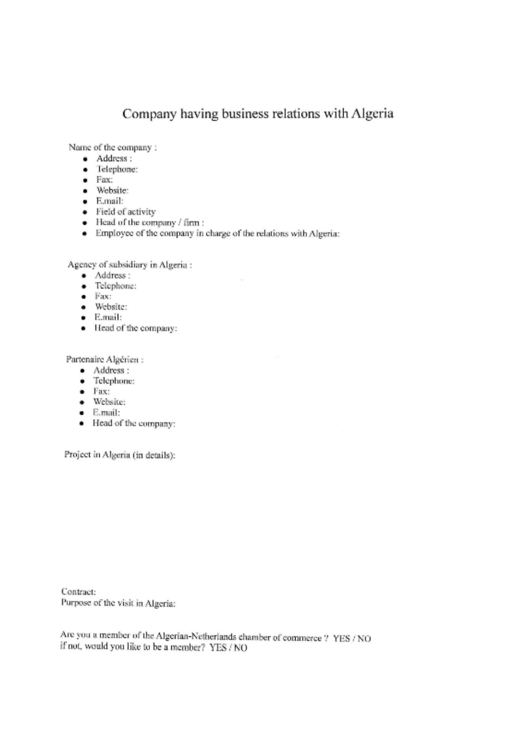# Company having business relations with Algeria

Name of the company :

- Address :
- Telephone:
- Fax:
- Website:
- E.mail:
- Field of activity
- Head of the company / firm :
- Employee of the company in charge of the relations with Algeria:

Agency of subsidiary in Algeria :

- Address :
- Telephone:
- Fax:
- Website:
- E.mail:
- Head of the company:

Partenaire Algérien :

- Address :
- Telephone:
- Fax:
- Website:
- E.mail:
- Head of the company:

Project in Algeria (in details):

Contract:
Purpose of the visit in Algeria:

Are you a member of the Algerian-Netherlands chamber of commerce ? YES / NO
if not, would you like to be a member? YES / NO